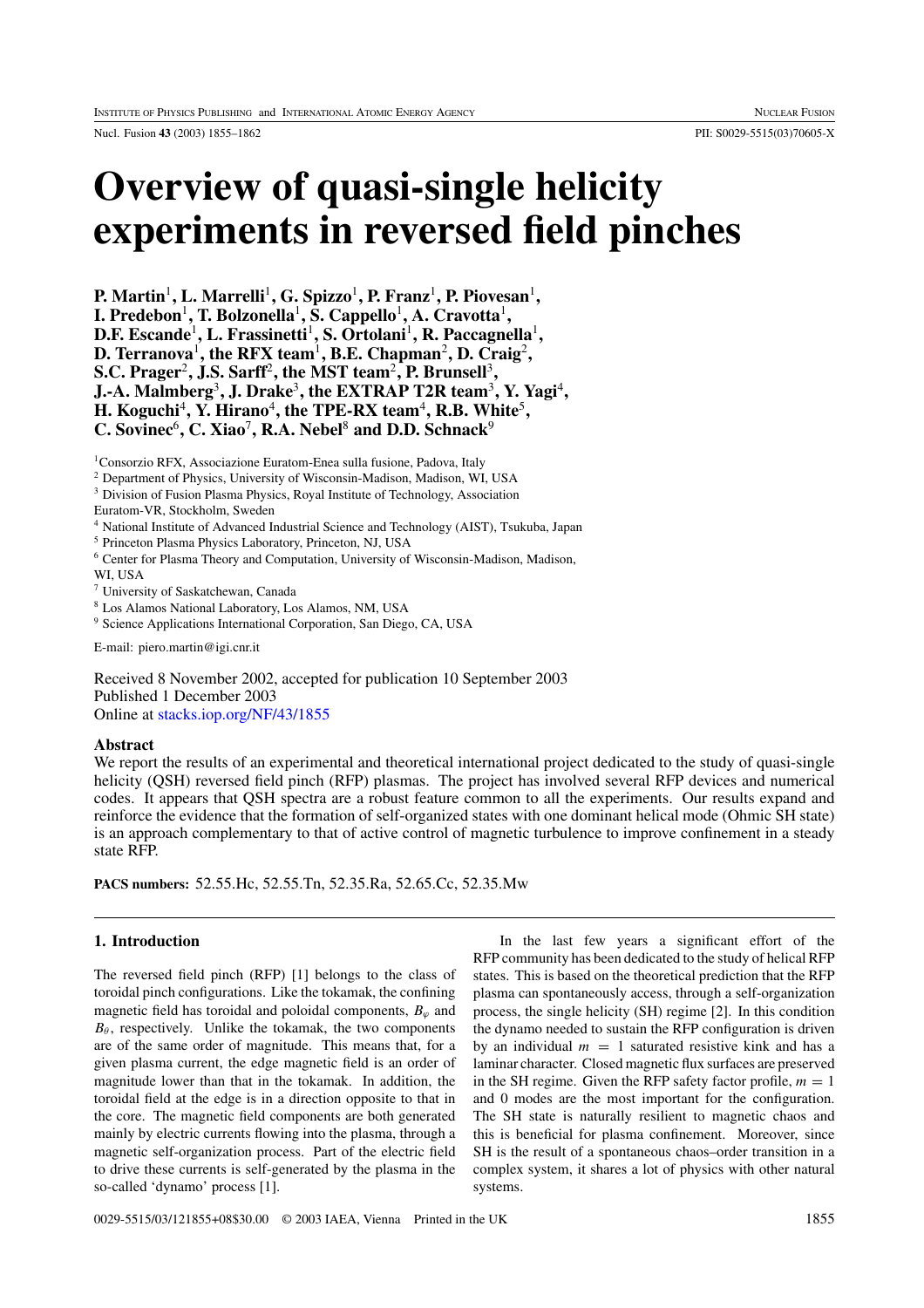# Overview of quasi-single helicity experiments in reversed field pinches

**P. Martin[1], L. Marrelli[1], G. Spizzo[1], P. Franz[1], P. Piovesan[1], I. Predebon[1], T. Bolzonella[1], S. Cappello[1], A. Cravotta[1], D.F. Escande[1], L. Frassinetti[1], S. Ortolani[1], R. Paccagnella[1], D. Terranova[1], the RFX team[1], B.E. Chapman[2], D. Craig[2], S.C. Prager[2], J.S. Sarff[2], the MST team[2], P. Brunsell[3], J.-A. Malmberg[3], J. Drake[3], the EXTRAP T2R team[3], Y. Yagi[4], H. Koguchi[4], Y. Hirano[4], the TPE-RX team[4], R.B. White[5], C. Sovinec[6], C. Xiao[7], R.A. Nebel[8] and D.D. Schnack[9]**

[1] Consorzio RFX, Associazione Euratom-Enea sulla fusione, Padova, Italy
[2] Department of Physics, University of Wisconsin-Madison, Madison, WI, USA
[3] Division of Fusion Plasma Physics, Royal Institute of Technology, Association Euratom-VR, Stockholm, Sweden
[4] National Institute of Advanced Industrial Science and Technology (AIST), Tsukuba, Japan
[5] Princeton Plasma Physics Laboratory, Princeton, NJ, USA
[6] Center for Plasma Theory and Computation, University of Wisconsin-Madison, Madison, WI, USA
[7] University of Saskatchewan, Canada
[8] Los Alamos National Laboratory, Los Alamos, NM, USA
[9] Science Applications International Corporation, San Diego, CA, USA

E-mail: piero.martin@igi.cnr.it

Received 8 November 2002, accepted for publication 10 September 2003
Published 1 December 2003
Online at stacks.iop.org/NF/43/1855

### Abstract

We report the results of an experimental and theoretical international project dedicated to the study of quasi-single helicity (QSH) reversed field pinch (RFP) plasmas. The project has involved several RFP devices and numerical codes. It appears that QSH spectra are a robust feature common to all the experiments. Our results expand and reinforce the evidence that the formation of self-organized states with one dominant helical mode (Ohmic SH state) is an approach complementary to that of active control of magnetic turbulence to improve confinement in a steady state RFP.

**PACS numbers:** 52.55.Hc, 52.55.Tn, 52.35.Ra, 52.65.Cc, 52.35.Mw

## 1. Introduction

The reversed field pinch (RFP) [1] belongs to the class of toroidal pinch configurations. Like the tokamak, the confining magnetic field has toroidal and poloidal components, $B_\varphi$ and $B_\theta$, respectively. Unlike the tokamak, the two components are of the same order of magnitude. This means that, for a given plasma current, the edge magnetic field is an order of magnitude lower than that in the tokamak. In addition, the toroidal field at the edge is in a direction opposite to that in the core. The magnetic field components are both generated mainly by electric currents flowing into the plasma, through a magnetic self-organization process. Part of the electric field to drive these currents is self-generated by the plasma in the so-called 'dynamo' process [1].

In the last few years a significant effort of the RFP community has been dedicated to the study of helical RFP states. This is based on the theoretical prediction that the RFP plasma can spontaneously access, through a self-organization process, the single helicity (SH) regime [2]. In this condition the dynamo needed to sustain the RFP configuration is driven by an individual $m = 1$ saturated resistive kink and has a laminar character. Closed magnetic flux surfaces are preserved in the SH regime. Given the RFP safety factor profile, $m = 1$ and 0 modes are the most important for the configuration. The SH state is naturally resilient to magnetic chaos and this is beneficial for plasma confinement. Moreover, since SH is the result of a spontaneous chaos–order transition in a complex system, it shares a lot of physics with other natural systems.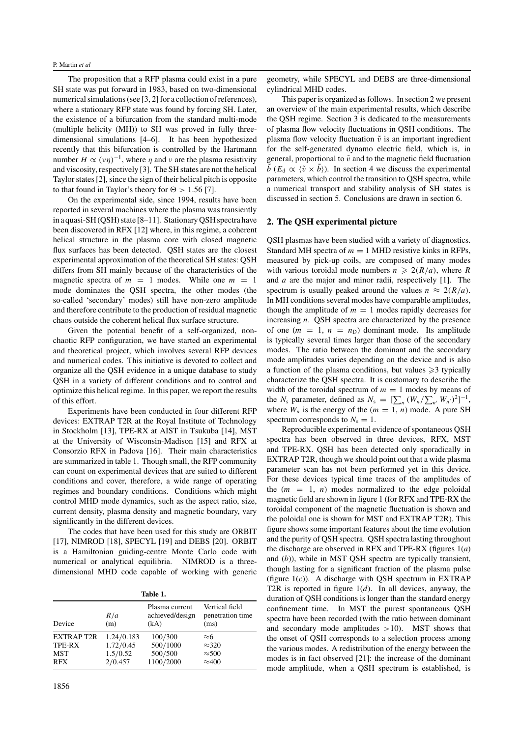The proposition that a RFP plasma could exist in a pure SH state was put forward in 1983, based on two-dimensional numerical simulations (see [3, 2] for a collection of references), where a stationary RFP state was found by forcing SH. Later, the existence of a bifurcation from the standard multi-mode (multiple helicity (MH)) to SH was proved in fully three-dimensional simulations [4–6]. It has been hypothesized recently that this bifurcation is controlled by the Hartmann number $H \propto (\nu\eta)^{-1}$, where $\eta$ and $\nu$ are the plasma resistivity and viscosity, respectively [3]. The SH states are not the helical Taylor states [2], since the sign of their helical pitch is opposite to that found in Taylor's theory for $\Theta > 1.56$ [7].

On the experimental side, since 1994, results have been reported in several machines where the plasma was transiently in a quasi-SH (QSH) state [8–11]. Stationary QSH spectra have been discovered in RFX [12] where, in this regime, a coherent helical structure in the plasma core with closed magnetic flux surfaces has been detected. QSH states are the closest experimental approximation of the theoretical SH states: QSH differs from SH mainly because of the characteristics of the magnetic spectra of $m = 1$ modes. While one $m = 1$ mode dominates the QSH spectra, the other modes (the so-called 'secondary' modes) still have non-zero amplitude and therefore contribute to the production of residual magnetic chaos outside the coherent helical flux surface structure.

Given the potential benefit of a self-organized, non-chaotic RFP configuration, we have started an experimental and theoretical project, which involves several RFP devices and numerical codes. This initiative is devoted to collect and organize all the QSH evidence in a unique database to study QSH in a variety of different conditions and to control and optimize this helical regime. In this paper, we report the results of this effort.

Experiments have been conducted in four different RFP devices: EXTRAP T2R at the Royal Institute of Technology in Stockholm [13], TPE-RX at AIST in Tsukuba [14], MST at the University of Wisconsin-Madison [15] and RFX at Consorzio RFX in Padova [16]. Their main characteristics are summarized in table 1. Though small, the RFP community can count on experimental devices that are suited to different conditions and cover, therefore, a wide range of operating regimes and boundary conditions. Conditions which might control MHD mode dynamics, such as the aspect ratio, size, current density, plasma density and magnetic boundary, vary significantly in the different devices.

The codes that have been used for this study are ORBIT [17], NIMROD [18], SPECYL [19] and DEBS [20]. ORBIT is a Hamiltonian guiding-centre Monte Carlo code with numerical or analytical equilibria. NIMROD is a three-dimensional MHD code capable of working with generic geometry, while SPECYL and DEBS are three-dimensional cylindrical MHD codes.

**Table 1.**

| Device | $R/a$ (m) | Plasma current achieved/design (kA) | Vertical field penetration time (ms) |
|---|---|---|---|
| EXTRAP T2R | 1.24/0.183 | 100/300 | $\approx$6 |
| TPE-RX | 1.72/0.45 | 500/1000 | $\approx$320 |
| MST | 1.5/0.52 | 500/500 | $\approx$500 |
| RFX | 2/0.457 | 1100/2000 | $\approx$400 |

This paper is organized as follows. In section 2 we present an overview of the main experimental results, which describe the QSH regime. Section 3 is dedicated to the measurements of plasma flow velocity fluctuations in QSH conditions. The plasma flow velocity fluctuation $\tilde{v}$ is an important ingredient for the self-generated dynamo electric field, which is, in general, proportional to $\tilde{v}$ and to the magnetic field fluctuation $\tilde{b}$ ($E_\mathrm{d} \propto \langle \tilde{v} \times \tilde{b} \rangle$). In section 4 we discuss the experimental parameters, which control the transition to QSH spectra, while a numerical transport and stability analysis of SH states is discussed in section 5. Conclusions are drawn in section 6.

## 2. The QSH experimental picture

QSH plasmas have been studied with a variety of diagnostics. Standard MH spectra of $m = 1$ MHD resistive kinks in RFPs, measured by pick-up coils, are composed of many modes with various toroidal mode numbers $n \geqslant 2(R/a)$, where $R$ and $a$ are the major and minor radii, respectively [1]. The spectrum is usually peaked around the values $n \approx 2(R/a)$. In MH conditions several modes have comparable amplitudes, though the amplitude of $m = 1$ modes rapidly decreases for increasing $n$. QSH spectra are characterized by the presence of one ($m = 1$, $n = n_\mathrm{D}$) dominant mode. Its amplitude is typically several times larger than those of the secondary modes. The ratio between the dominant and the secondary mode amplitudes varies depending on the device and is also a function of the plasma conditions, but values $\geqslant$3 typically characterize the QSH spectra. It is customary to describe the width of the toroidal spectrum of $m = 1$ modes by means of the $N_\mathrm{s}$ parameter, defined as $N_\mathrm{s} = [\sum_n (W_n/\sum_{n'} W_{n'})^2]^{-1}$, where $W_n$ is the energy of the ($m = 1$, $n$) mode. A pure SH spectrum corresponds to $N_\mathrm{s} = 1$.

Reproducible experimental evidence of spontaneous QSH spectra has been observed in three devices, RFX, MST and TPE-RX. QSH has been detected only sporadically in EXTRAP T2R, though we should point out that a wide plasma parameter scan has not been performed yet in this device. For these devices typical time traces of the amplitudes of the ($m = 1$, $n$) modes normalized to the edge poloidal magnetic field are shown in figure 1 (for RFX and TPE-RX the toroidal component of the magnetic fluctuation is shown and the poloidal one is shown for MST and EXTRAP T2R). This figure shows some important features about the time evolution and the purity of QSH spectra. QSH spectra lasting throughout the discharge are observed in RFX and TPE-RX (figures 1(*a*) and (*b*)), while in MST QSH spectra are typically transient, though lasting for a significant fraction of the plasma pulse (figure 1(*c*)). A discharge with QSH spectrum in EXTRAP T2R is reported in figure 1(*d*). In all devices, anyway, the duration of QSH conditions is longer than the standard energy confinement time. In MST the purest spontaneous QSH spectra have been recorded (with the ratio between dominant and secondary mode amplitudes $>$10). MST shows that the onset of QSH corresponds to a selection process among the various modes. A redistribution of the energy between the modes is in fact observed [21]: the increase of the dominant mode amplitude, when a QSH spectrum is established, is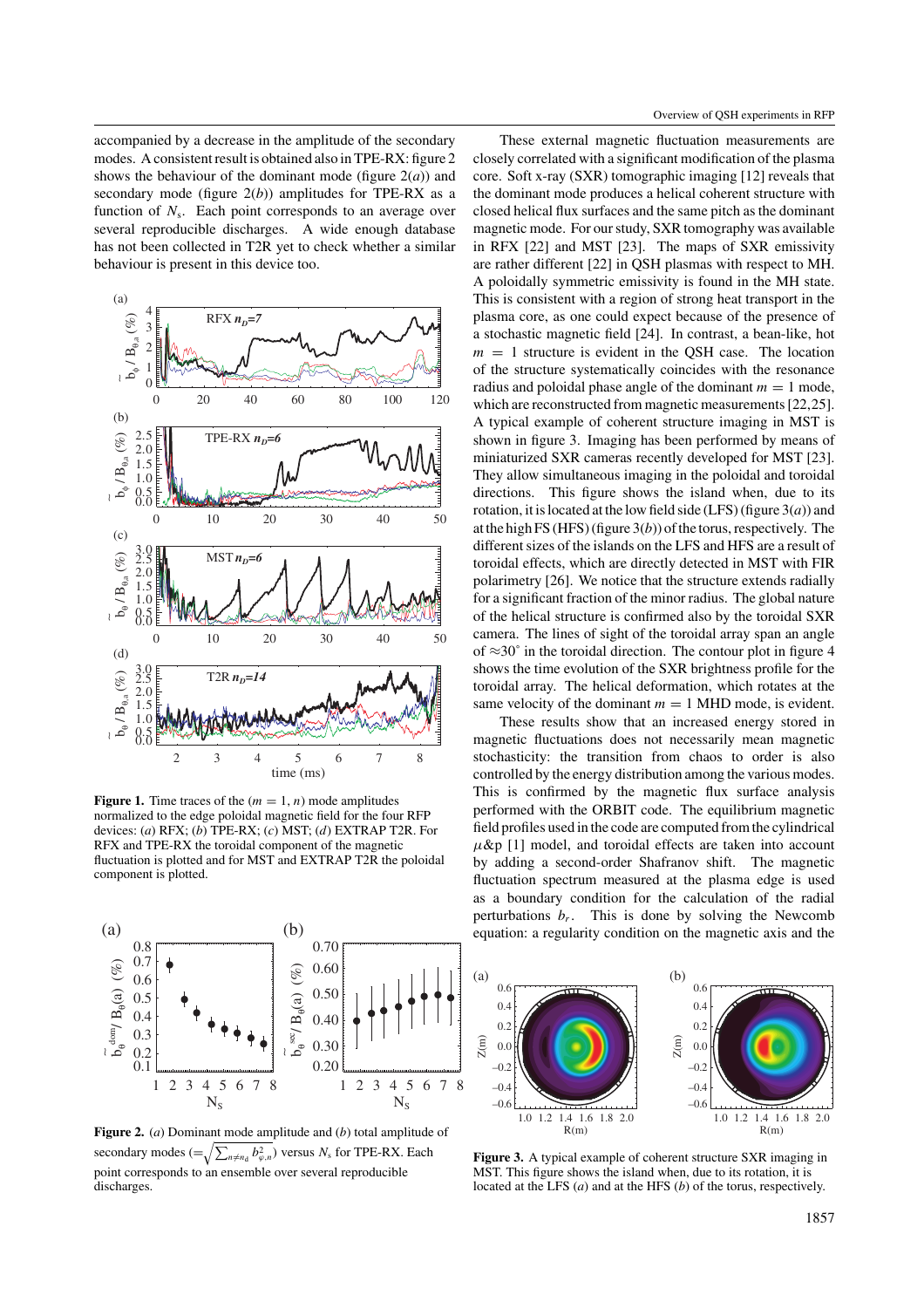accompanied by a decrease in the amplitude of the secondary modes. A consistent result is obtained also in TPE-RX: figure 2 shows the behaviour of the dominant mode (figure 2(*a*)) and secondary mode (figure 2(*b*)) amplitudes for TPE-RX as a function of $N_s$. Each point corresponds to an average over several reproducible discharges. A wide enough database has not been collected in T2R yet to check whether a similar behaviour is present in this device too.

(a) RFX $n_D$=7

(b) TPE-RX $n_D$=6

(c) MST $n_D$=6

(d) T2R $n_D$=14

time (ms)

**Figure 1.** Time traces of the ($m = 1, n$) mode amplitudes normalized to the edge poloidal magnetic field for the four RFP devices: (*a*) RFX; (*b*) TPE-RX; (*c*) MST; (*d*) EXTRAP T2R. For RFX and TPE-RX the toroidal component of the magnetic fluctuation is plotted and for MST and EXTRAP T2R the poloidal component is plotted.

(a) $\tilde{b}_\theta^{dom}/B_\theta(a)$ (%) versus $N_S$

(b) $\tilde{b}_\theta^{sec}/B_\theta(a)$ (%) versus $N_S$

**Figure 2.** (*a*) Dominant mode amplitude and (*b*) total amplitude of secondary modes ($=\sqrt{\sum_{n\neq n_d} b_{\varphi,n}^2}$) versus $N_s$ for TPE-RX. Each point corresponds to an ensemble over several reproducible discharges.

These external magnetic fluctuation measurements are closely correlated with a significant modification of the plasma core. Soft x-ray (SXR) tomographic imaging [12] reveals that the dominant mode produces a helical coherent structure with closed helical flux surfaces and the same pitch as the dominant magnetic mode. For our study, SXR tomography was available in RFX [22] and MST [23]. The maps of SXR emissivity are rather different [22] in QSH plasmas with respect to MH. A poloidally symmetric emissivity is found in the MH state. This is consistent with a region of strong heat transport in the plasma core, as one could expect because of the presence of a stochastic magnetic field [24]. In contrast, a bean-like, hot $m = 1$ structure is evident in the QSH case. The location of the structure systematically coincides with the resonance radius and poloidal phase angle of the dominant $m = 1$ mode, which are reconstructed from magnetic measurements [22,25]. A typical example of coherent structure imaging in MST is shown in figure 3. Imaging has been performed by means of miniaturized SXR cameras recently developed for MST [23]. They allow simultaneous imaging in the poloidal and toroidal directions. This figure shows the island when, due to its rotation, it is located at the low field side (LFS) (figure 3(*a*)) and at the high FS (HFS) (figure 3(*b*)) of the torus, respectively. The different sizes of the islands on the LFS and HFS are a result of toroidal effects, which are directly detected in MST with FIR polarimetry [26]. We notice that the structure extends radially for a significant fraction of the minor radius. The global nature of the helical structure is confirmed also by the toroidal SXR camera. The lines of sight of the toroidal array span an angle of ≈30° in the toroidal direction. The contour plot in figure 4 shows the time evolution of the SXR brightness profile for the toroidal array. The helical deformation, which rotates at the same velocity of the dominant $m = 1$ MHD mode, is evident.

These results show that an increased energy stored in magnetic fluctuations does not necessarily mean magnetic stochasticity: the transition from chaos to order is also controlled by the energy distribution among the various modes. This is confirmed by the magnetic flux surface analysis performed with the ORBIT code. The equilibrium magnetic field profiles used in the code are computed from the cylindrical $\mu$&p [1] model, and toroidal effects are taken into account by adding a second-order Shafranov shift. The magnetic fluctuation spectrum measured at the plasma edge is used as a boundary condition for the calculation of the radial perturbations $b_r$. This is done by solving the Newcomb equation: a regularity condition on the magnetic axis and the

(a) (b)

Z(m)

R(m)

**Figure 3.** A typical example of coherent structure SXR imaging in MST. This figure shows the island when, due to its rotation, it is located at the LFS (*a*) and at the HFS (*b*) of the torus, respectively.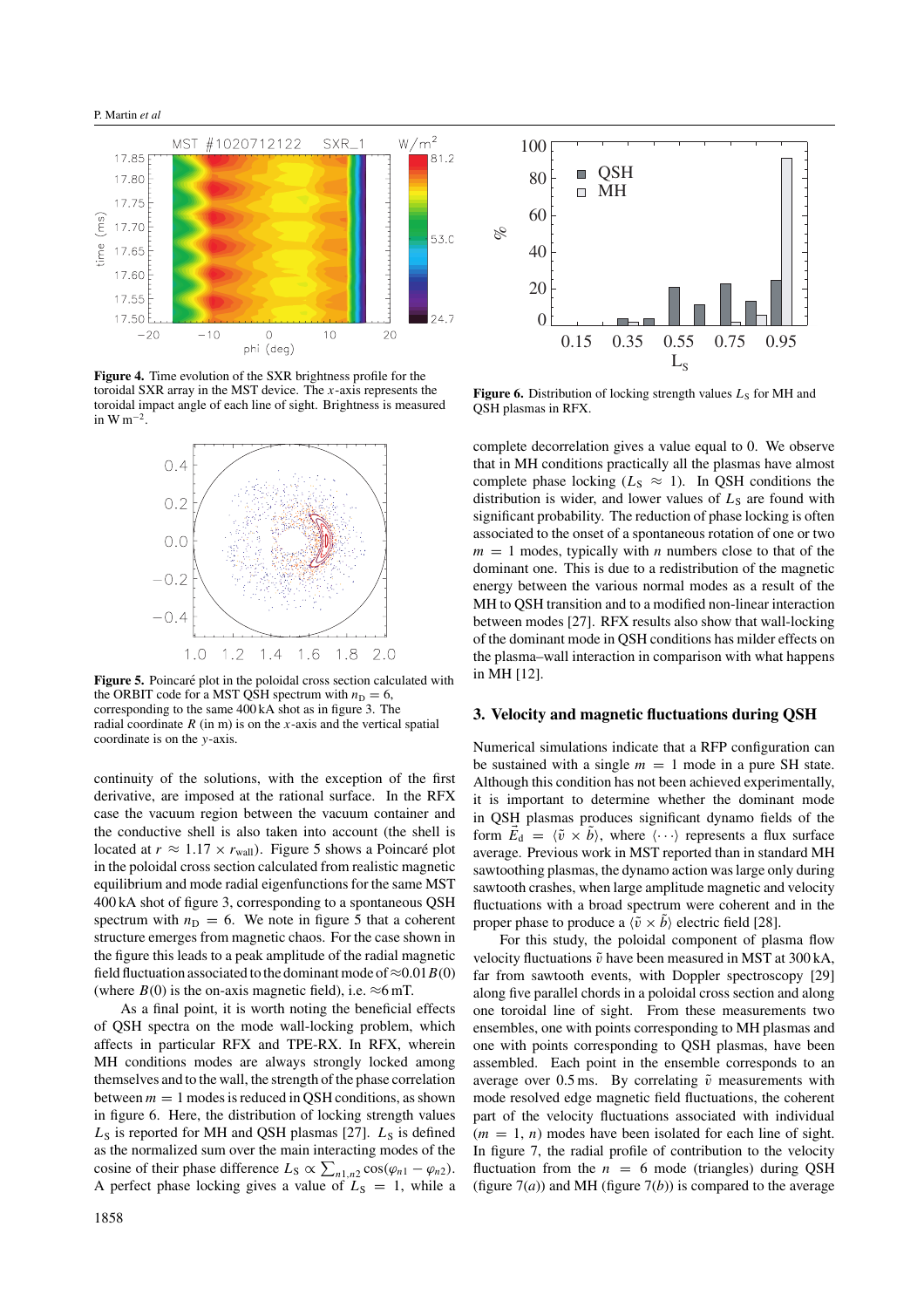MST #1020712122 SXR_1 W/m$^2$

17.85
17.80
17.75
17.70
17.65
17.60
17.55
17.50

time (ms)

81.2
53.0
24.7

−20 −10 0 10 20

phi (deg)

**Figure 4.** Time evolution of the SXR brightness profile for the toroidal SXR array in the MST device. The $x$-axis represents the toroidal impact angle of each line of sight. Brightness is measured in W m$^{-2}$.

0.4
0.2
0.0
−0.2
−0.4

1.0 1.2 1.4 1.6 1.8 2.0

**Figure 5.** Poincaré plot in the poloidal cross section calculated with the ORBIT code for a MST QSH spectrum with $n_D = 6$, corresponding to the same 400 kA shot as in figure 3. The radial coordinate $R$ (in m) is on the $x$-axis and the vertical spatial coordinate is on the $y$-axis.

continuity of the solutions, with the exception of the first derivative, are imposed at the rational surface. In the RFX case the vacuum region between the vacuum container and the conductive shell is also taken into account (the shell is located at $r \approx 1.17 \times r_{\text{wall}}$). Figure 5 shows a Poincaré plot in the poloidal cross section calculated from realistic magnetic equilibrium and mode radial eigenfunctions for the same MST 400 kA shot of figure 3, corresponding to a spontaneous QSH spectrum with $n_D = 6$. We note in figure 5 that a coherent structure emerges from magnetic chaos. For the case shown in the figure this leads to a peak amplitude of the radial magnetic field fluctuation associated to the dominant mode of $\approx 0.01B(0)$ (where $B(0)$ is the on-axis magnetic field), i.e. $\approx 6$ mT.

As a final point, it is worth noting the beneficial effects of QSH spectra on the mode wall-locking problem, which affects in particular RFX and TPE-RX. In RFX, wherein MH conditions modes are always strongly locked among themselves and to the wall, the strength of the phase correlation between $m = 1$ modes is reduced in QSH conditions, as shown in figure 6. Here, the distribution of locking strength values $L_S$ is reported for MH and QSH plasmas [27]. $L_S$ is defined as the normalized sum over the main interacting modes of the cosine of their phase difference $L_S \propto \sum_{n1,n2} \cos(\varphi_{n1} - \varphi_{n2})$. A perfect phase locking gives a value of $L_S = 1$, while a complete decorrelation gives a value equal to 0. We observe that in MH conditions practically all the plasmas have almost complete phase locking ($L_S \approx 1$). In QSH conditions the distribution is wider, and lower values of $L_S$ are found with significant probability. The reduction of phase locking is often associated to the onset of a spontaneous rotation of one or two $m = 1$ modes, typically with $n$ numbers close to that of the dominant one. This is due to a redistribution of the magnetic energy between the various normal modes as a result of the MH to QSH transition and to a modified non-linear interaction between modes [27]. RFX results also show that wall-locking of the dominant mode in QSH conditions has milder effects on the plasma–wall interaction in comparison with what happens in MH [12].

100
80
60
40
20
0

%

QSH
MH

0.15 0.35 0.55 0.75 0.95

$L_S$

**Figure 6.** Distribution of locking strength values $L_S$ for MH and QSH plasmas in RFX.

## 3. Velocity and magnetic fluctuations during QSH

Numerical simulations indicate that a RFP configuration can be sustained with a single $m = 1$ mode in a pure SH state. Although this condition has not been achieved experimentally, it is important to determine whether the dominant mode in QSH plasmas produces significant dynamo fields of the form $\vec{E}_d = \langle \tilde{v} \times \tilde{b} \rangle$, where $\langle \cdots \rangle$ represents a flux surface average. Previous work in MST reported than in standard MH sawtoothing plasmas, the dynamo action was large only during sawtooth crashes, when large amplitude magnetic and velocity fluctuations with a broad spectrum were coherent and in the proper phase to produce a $\langle \tilde{v} \times \tilde{b} \rangle$ electric field [28].

For this study, the poloidal component of plasma flow velocity fluctuations $\tilde{v}$ have been measured in MST at 300 kA, far from sawtooth events, with Doppler spectroscopy [29] along five parallel chords in a poloidal cross section and along one toroidal line of sight. From these measurements two ensembles, one with points corresponding to MH plasmas and one with points corresponding to QSH plasmas, have been assembled. Each point in the ensemble corresponds to an average over 0.5 ms. By correlating $\tilde{v}$ measurements with mode resolved edge magnetic field fluctuations, the coherent part of the velocity fluctuations associated with individual ($m = 1$, $n$) modes have been isolated for each line of sight. In figure 7, the radial profile of contribution to the velocity fluctuation from the $n = 6$ mode (triangles) during QSH (figure 7(*a*)) and MH (figure 7(*b*)) is compared to the average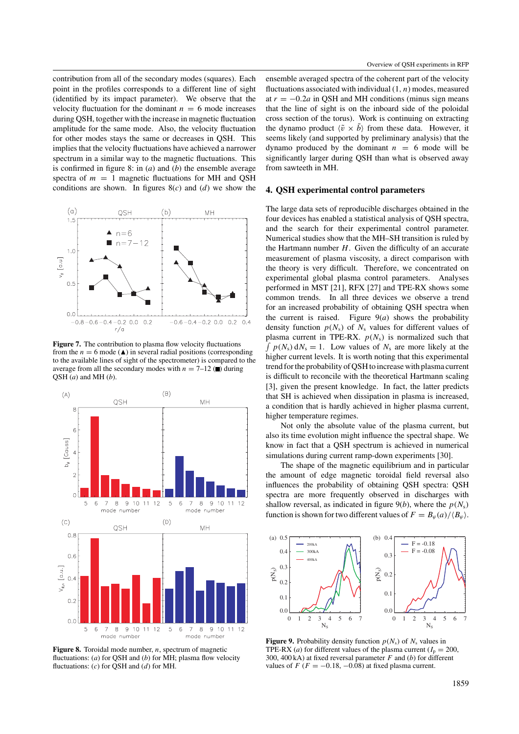contribution from all of the secondary modes (squares). Each point in the profiles corresponds to a different line of sight (identified by its impact parameter). We observe that the velocity fluctuation for the dominant $n = 6$ mode increases during QSH, together with the increase in magnetic fluctuation amplitude for the same mode. Also, the velocity fluctuation for other modes stays the same or decreases in QSH. This implies that the velocity fluctuations have achieved a narrower spectrum in a similar way to the magnetic fluctuations. This is confirmed in figure 8: in (*a*) and (*b*) the ensemble average spectra of $m = 1$ magnetic fluctuations for MH and QSH conditions are shown. In figures 8(*c*) and (*d*) we show the ensemble averaged spectra of the coherent part of the velocity fluctuations associated with individual (1, *n*) modes, measured at $r = -0.2a$ in QSH and MH conditions (minus sign means that the line of sight is on the inboard side of the poloidal cross section of the torus). Work is continuing on extracting the dynamo product $\langle \tilde{v} \times \tilde{b} \rangle$ from these data. However, it seems likely (and supported by preliminary analysis) that the dynamo produced by the dominant $n = 6$ mode will be significantly larger during QSH than what is observed away from sawteeth in MH.

(a) QSH (b) MH
1.5
1.0
0.5
0.0
▲ n=6
■ n=7–12
$v_\phi$ [a.u]
−0.8 −0.6 −0.4 −0.2 0.0 0.2
−0.6 −0.4 −0.2 0.0 0.2 0.4
r/a

**Figure 7.** The contribution to plasma flow velocity fluctuations from the $n = 6$ mode (▲) in several radial positions (corresponding to the available lines of sight of the spectrometer) is compared to the average from all the secondary modes with $n = 7$–12 (■) during QSH (*a*) and MH (*b*).

(A) QSH (B) MH
8
6
4
2
0
$b_\phi$ [Gauss]
5 6 7 8 9 10 11 12
mode number
(C) QSH (D) MH
0.8
0.6
0.4
0.2
0.0
$V_{\phi,n}$ [a.u.]
5 6 7 8 9 10 11 12
mode number

**Figure 8.** Toroidal mode number, *n*, spectrum of magnetic fluctuations: (*a*) for QSH and (*b*) for MH; plasma flow velocity fluctuations: (*c*) for QSH and (*d*) for MH.

## 4. QSH experimental control parameters

The large data sets of reproducible discharges obtained in the four devices has enabled a statistical analysis of QSH spectra, and the search for their experimental control parameter. Numerical studies show that the MH–SH transition is ruled by the Hartmann number *H*. Given the difficulty of an accurate measurement of plasma viscosity, a direct comparison with the theory is very difficult. Therefore, we concentrated on experimental global plasma control parameters. Analyses performed in MST [21], RFX [27] and TPE-RX shows some common trends. In all three devices we observe a trend for an increased probability of obtaining QSH spectra when the current is raised. Figure 9(*a*) shows the probability density function $p(N_s)$ of $N_s$ values for different values of plasma current in TPE-RX. $p(N_s)$ is normalized such that $\int p(N_s)\,dN_s = 1$. Low values of $N_s$ are more likely at the higher current levels. It is worth noting that this experimental trend for the probability of QSH to increase with plasma current is difficult to reconcile with the theoretical Hartmann scaling [3], given the present knowledge. In fact, the latter predicts that SH is achieved when dissipation in plasma is increased, a condition that is hardly achieved in higher plasma current, higher temperature regimes.

Not only the absolute value of the plasma current, but also its time evolution might influence the spectral shape. We know in fact that a QSH spectrum is achieved in numerical simulations during current ramp-down experiments [30].

The shape of the magnetic equilibrium and in particular the amount of edge magnetic toroidal field reversal also influences the probability of obtaining QSH spectra: QSH spectra are more frequently observed in discharges with shallow reversal, as indicated in figure 9(*b*), where the $p(N_s)$ function is shown for two different values of $F = B_\varphi(a)/\langle B_\varphi \rangle$.

(a) 0.5 0.4 0.3 0.2 0.1 0.0
200kA
300kA
400kA
$p(N_s)$
0 1 2 3 4 5 6 7
$N_s$
(b) 0.4 0.3 0.2 0.1 0.0
F = -0.18
F = -0.08
$p(N_s)$
0 1 2 3 4 5 6 7
$N_s$

**Figure 9.** Probability density function $p(N_s)$ of $N_s$ values in TPE-RX (*a*) for different values of the plasma current ($I_p = 200$, 300, 400 kA) at fixed reversal parameter *F* and (*b*) for different values of *F* ($F = -0.18, -0.08$) at fixed plasma current.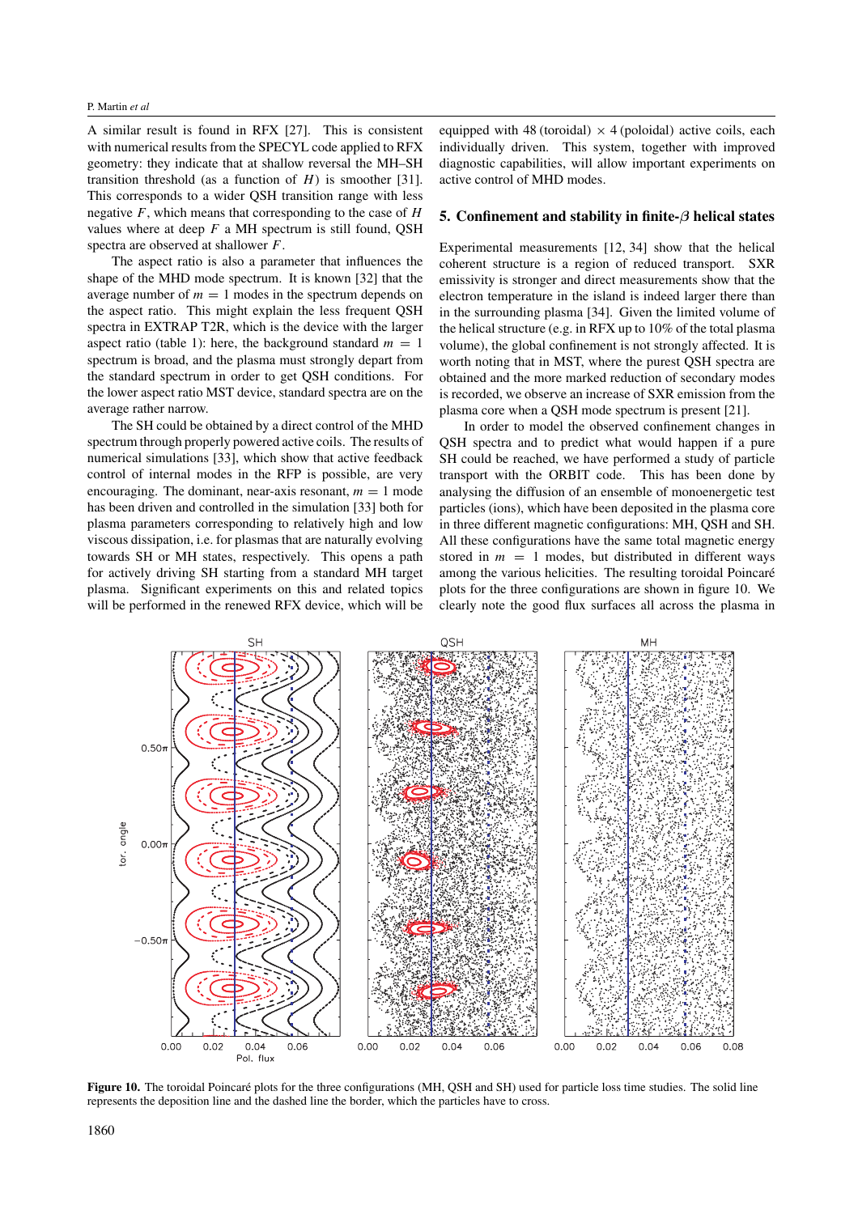A similar result is found in RFX [27]. This is consistent with numerical results from the SPECYL code applied to RFX geometry: they indicate that at shallow reversal the MH–SH transition threshold (as a function of $H$) is smoother [31]. This corresponds to a wider QSH transition range with less negative $F$, which means that corresponding to the case of $H$ values where at deep $F$ a MH spectrum is still found, QSH spectra are observed at shallower $F$.

The aspect ratio is also a parameter that influences the shape of the MHD mode spectrum. It is known [32] that the average number of $m = 1$ modes in the spectrum depends on the aspect ratio. This might explain the less frequent QSH spectra in EXTRAP T2R, which is the device with the larger aspect ratio (table 1): here, the background standard $m = 1$ spectrum is broad, and the plasma must strongly depart from the standard spectrum in order to get QSH conditions. For the lower aspect ratio MST device, standard spectra are on the average rather narrow.

The SH could be obtained by a direct control of the MHD spectrum through properly powered active coils. The results of numerical simulations [33], which show that active feedback control of internal modes in the RFP is possible, are very encouraging. The dominant, near-axis resonant, $m = 1$ mode has been driven and controlled in the simulation [33] both for plasma parameters corresponding to relatively high and low viscous dissipation, i.e. for plasmas that are naturally evolving towards SH or MH states, respectively. This opens a path for actively driving SH starting from a standard MH target plasma. Significant experiments on this and related topics will be performed in the renewed RFX device, which will be equipped with 48 (toroidal) × 4 (poloidal) active coils, each individually driven. This system, together with improved diagnostic capabilities, will allow important experiments on active control of MHD modes.

## 5. Confinement and stability in finite-$\beta$ helical states

Experimental measurements [12, 34] show that the helical coherent structure is a region of reduced transport. SXR emissivity is stronger and direct measurements show that the electron temperature in the island is indeed larger there than in the surrounding plasma [34]. Given the limited volume of the helical structure (e.g. in RFX up to 10% of the total plasma volume), the global confinement is not strongly affected. It is worth noting that in MST, where the purest QSH spectra are obtained and the more marked reduction of secondary modes is recorded, we observe an increase of SXR emission from the plasma core when a QSH mode spectrum is present [21].

In order to model the observed confinement changes in QSH spectra and to predict what would happen if a pure SH could be reached, we have performed a study of particle transport with the ORBIT code. This has been done by analysing the diffusion of an ensemble of monoenergetic test particles (ions), which have been deposited in the plasma core in three different magnetic configurations: MH, QSH and SH. All these configurations have the same total magnetic energy stored in $m = 1$ modes, but distributed in different ways among the various helicities. The resulting toroidal Poincaré plots for the three configurations are shown in figure 10. We clearly note the good flux surfaces all across the plasma in

SH
QSH
MH
tor. angle
0.50π
0.00π
−0.50π
0.00
0.02
0.04
0.06
Pol. flux
0.00
0.02
0.04
0.06
0.00
0.02
0.04
0.06
0.08

**Figure 10.** The toroidal Poincaré plots for the three configurations (MH, QSH and SH) used for particle loss time studies. The solid line represents the deposition line and the dashed line the border, which the particles have to cross.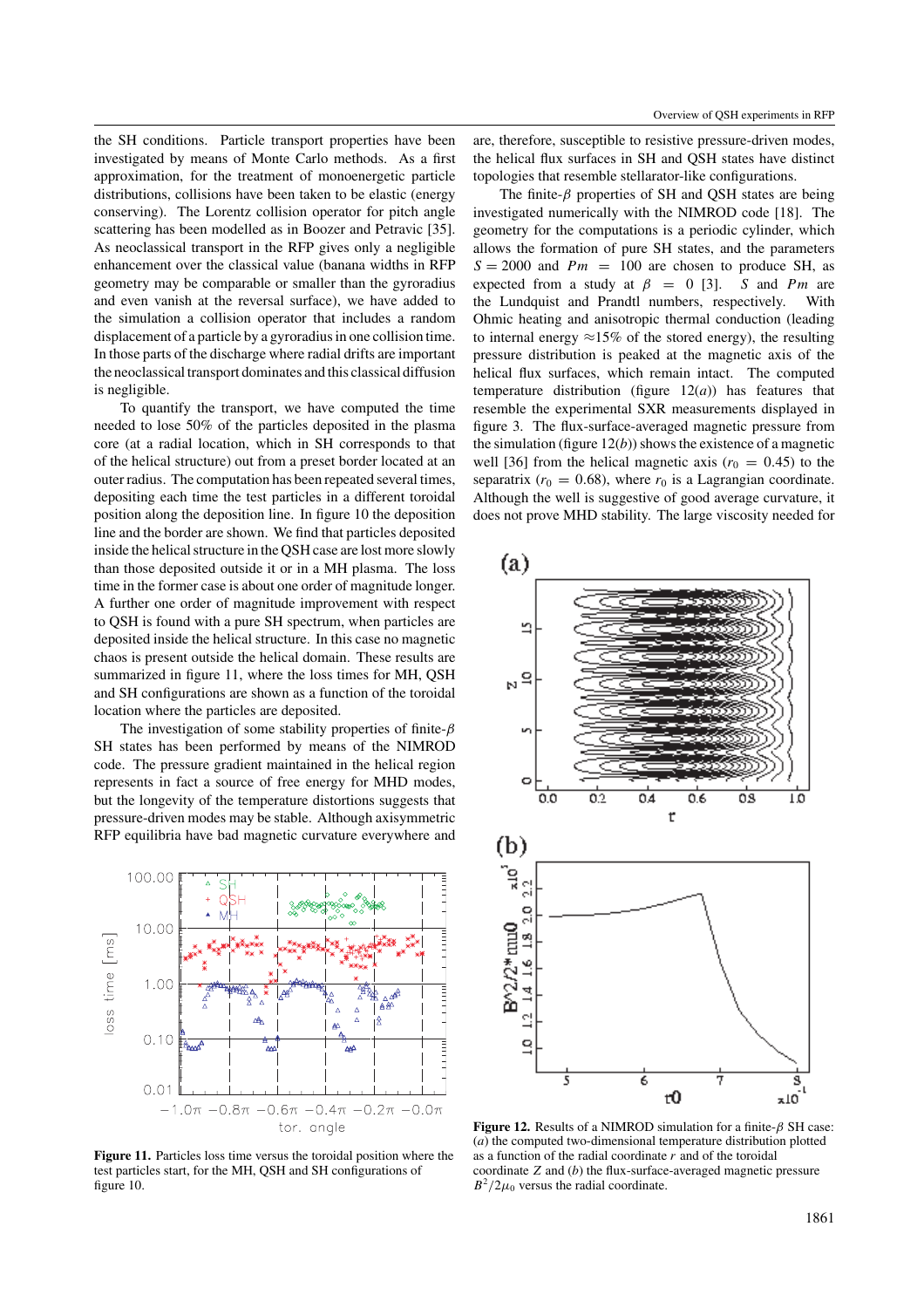the SH conditions. Particle transport properties have been investigated by means of Monte Carlo methods. As a first approximation, for the treatment of monoenergetic particle distributions, collisions have been taken to be elastic (energy conserving). The Lorentz collision operator for pitch angle scattering has been modelled as in Boozer and Petravic [35]. As neoclassical transport in the RFP gives only a negligible enhancement over the classical value (banana widths in RFP geometry may be comparable or smaller than the gyroradius and even vanish at the reversal surface), we have added to the simulation a collision operator that includes a random displacement of a particle by a gyroradius in one collision time. In those parts of the discharge where radial drifts are important the neoclassical transport dominates and this classical diffusion is negligible.

To quantify the transport, we have computed the time needed to lose 50% of the particles deposited in the plasma core (at a radial location, which in SH corresponds to that of the helical structure) out from a preset border located at an outer radius. The computation has been repeated several times, depositing each time the test particles in a different toroidal position along the deposition line. In figure 10 the deposition line and the border are shown. We find that particles deposited inside the helical structure in the QSH case are lost more slowly than those deposited outside it or in a MH plasma. The loss time in the former case is about one order of magnitude longer. A further one order of magnitude improvement with respect to QSH is found with a pure SH spectrum, when particles are deposited inside the helical structure. In this case no magnetic chaos is present outside the helical domain. These results are summarized in figure 11, where the loss times for MH, QSH and SH configurations are shown as a function of the toroidal location where the particles are deposited.

The investigation of some stability properties of finite-$\beta$ SH states has been performed by means of the NIMROD code. The pressure gradient maintained in the helical region represents in fact a source of free energy for MHD modes, but the longevity of the temperature distortions suggests that pressure-driven modes may be stable. Although axisymmetric RFP equilibria have bad magnetic curvature everywhere and are, therefore, susceptible to resistive pressure-driven modes, the helical flux surfaces in SH and QSH states have distinct topologies that resemble stellarator-like configurations.

The finite-$\beta$ properties of SH and QSH states are being investigated numerically with the NIMROD code [18]. The geometry for the computations is a periodic cylinder, which allows the formation of pure SH states, and the parameters $S = 2000$ and $Pm = 100$ are chosen to produce SH, as expected from a study at $\beta = 0$ [3]. $S$ and $Pm$ are the Lundquist and Prandtl numbers, respectively. With Ohmic heating and anisotropic thermal conduction (leading to internal energy ≈15% of the stored energy), the resulting pressure distribution is peaked at the magnetic axis of the helical flux surfaces, which remain intact. The computed temperature distribution (figure 12(*a*)) has features that resemble the experimental SXR measurements displayed in figure 3. The flux-surface-averaged magnetic pressure from the simulation (figure 12(*b*)) shows the existence of a magnetic well [36] from the helical magnetic axis ($r_0 = 0.45$) to the separatrix ($r_0 = 0.68$), where $r_0$ is a Lagrangian coordinate. Although the well is suggestive of good average curvature, it does not prove MHD stability. The large viscosity needed for

100.00
10.00
1.00
0.10
0.01
loss time [ms]
SH
QSH
MH
−1.0π −0.8π −0.6π −0.4π −0.2π −0.0π
tor. angle

**Figure 11.** Particles loss time versus the toroidal position where the test particles start, for the MH, QSH and SH configurations of figure 10.

(a)
Z
0 5 10 15
r
0.0 0.2 0.4 0.6 0.8 1.0

(b)
B^2/2*mu0
x10^5
1.0 1.2 1.4 1.6 1.8 2.0 2.2
r0
5 6 7 8
x10^-1

**Figure 12.** Results of a NIMROD simulation for a finite-$\beta$ SH case: (*a*) the computed two-dimensional temperature distribution plotted as a function of the radial coordinate $r$ and of the toroidal coordinate $Z$ and (*b*) the flux-surface-averaged magnetic pressure $B^2/2\mu_0$ versus the radial coordinate.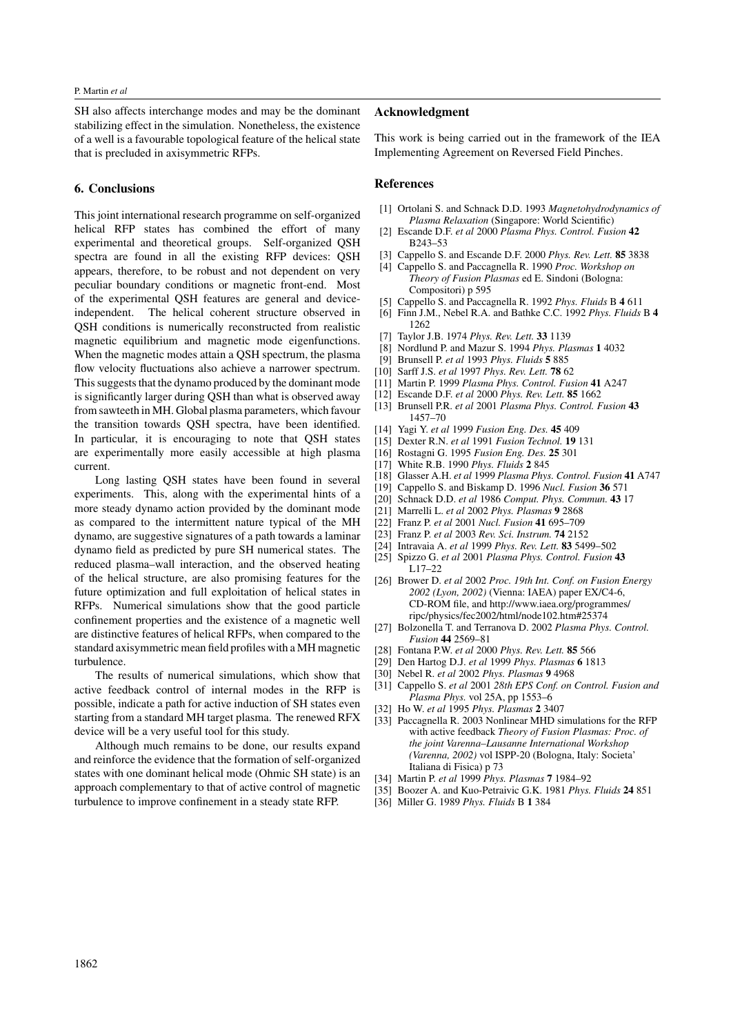SH also affects interchange modes and may be the dominant stabilizing effect in the simulation. Nonetheless, the existence of a well is a favourable topological feature of the helical state that is precluded in axisymmetric RFPs.

## 6. Conclusions

This joint international research programme on self-organized helical RFP states has combined the effort of many experimental and theoretical groups. Self-organized QSH spectra are found in all the existing RFP devices: QSH appears, therefore, to be robust and not dependent on very peculiar boundary conditions or magnetic front-end. Most of the experimental QSH features are general and device-independent. The helical coherent structure observed in QSH conditions is numerically reconstructed from realistic magnetic equilibrium and magnetic mode eigenfunctions. When the magnetic modes attain a QSH spectrum, the plasma flow velocity fluctuations also achieve a narrower spectrum. This suggests that the dynamo produced by the dominant mode is significantly larger during QSH than what is observed away from sawteeth in MH. Global plasma parameters, which favour the transition towards QSH spectra, have been identified. In particular, it is encouraging to note that QSH states are experimentally more easily accessible at high plasma current.

Long lasting QSH states have been found in several experiments. This, along with the experimental hints of a more steady dynamo action provided by the dominant mode as compared to the intermittent nature typical of the MH dynamo, are suggestive signatures of a path towards a laminar dynamo field as predicted by pure SH numerical states. The reduced plasma–wall interaction, and the observed heating of the helical structure, are also promising features for the future optimization and full exploitation of helical states in RFPs. Numerical simulations show that the good particle confinement properties and the existence of a magnetic well are distinctive features of helical RFPs, when compared to the standard axisymmetric mean field profiles with a MH magnetic turbulence.

The results of numerical simulations, which show that active feedback control of internal modes in the RFP is possible, indicate a path for active induction of SH states even starting from a standard MH target plasma. The renewed RFX device will be a very useful tool for this study.

Although much remains to be done, our results expand and reinforce the evidence that the formation of self-organized states with one dominant helical mode (Ohmic SH state) is an approach complementary to that of active control of magnetic turbulence to improve confinement in a steady state RFP.

## Acknowledgment

This work is being carried out in the framework of the IEA Implementing Agreement on Reversed Field Pinches.

## References

[1] Ortolani S. and Schnack D.D. 1993 *Magnetohydrodynamics of Plasma Relaxation* (Singapore: World Scientific)
[2] Escande D.F. *et al* 2000 *Plasma Phys. Control. Fusion* **42** B243–53
[3] Cappello S. and Escande D.F. 2000 *Phys. Rev. Lett.* **85** 3838
[4] Cappello S. and Paccagnella R. 1990 *Proc. Workshop on Theory of Fusion Plasmas* ed E. Sindoni (Bologna: Compositori) p 595
[5] Cappello S. and Paccagnella R. 1992 *Phys. Fluids* B **4** 611
[6] Finn J.M., Nebel R.A. and Bathke C.C. 1992 *Phys. Fluids* B **4** 1262
[7] Taylor J.B. 1974 *Phys. Rev. Lett.* **33** 1139
[8] Nordlund P. and Mazur S. 1994 *Phys. Plasmas* **1** 4032
[9] Brunsell P. *et al* 1993 *Phys. Fluids* **5** 885
[10] Sarff J.S. *et al* 1997 *Phys. Rev. Lett.* **78** 62
[11] Martin P. 1999 *Plasma Phys. Control. Fusion* **41** A247
[12] Escande D.F. *et al* 2000 *Phys. Rev. Lett.* **85** 1662
[13] Brunsell P.R. *et al* 2001 *Plasma Phys. Control. Fusion* **43** 1457–70
[14] Yagi Y. *et al* 1999 *Fusion Eng. Des.* **45** 409
[15] Dexter R.N. *et al* 1991 *Fusion Technol.* **19** 131
[16] Rostagni G. 1995 *Fusion Eng. Des.* **25** 301
[17] White R.B. 1990 *Phys. Fluids* **2** 845
[18] Glasser A.H. *et al* 1999 *Plasma Phys. Control. Fusion* **41** A747
[19] Cappello S. and Biskamp D. 1996 *Nucl. Fusion* **36** 571
[20] Schnack D.D. *et al* 1986 *Comput. Phys. Commun.* **43** 17
[21] Marrelli L. *et al* 2002 *Phys. Plasmas* **9** 2868
[22] Franz P. *et al* 2001 *Nucl. Fusion* **41** 695–709
[23] Franz P. *et al* 2003 *Rev. Sci. Instrum.* **74** 2152
[24] Intravaia A. *et al* 1999 *Phys. Rev. Lett.* **83** 5499–502
[25] Spizzo G. *et al* 2001 *Plasma Phys. Control. Fusion* **43** L17–22
[26] Brower D. *et al* 2002 *Proc. 19th Int. Conf. on Fusion Energy 2002 (Lyon, 2002)* (Vienna: IAEA) paper EX/C4-6, CD-ROM file, and http://www.iaea.org/programmes/ripc/physics/fec2002/html/node102.htm#25374
[27] Bolzonella T. and Terranova D. 2002 *Plasma Phys. Control. Fusion* **44** 2569–81
[28] Fontana P.W. *et al* 2000 *Phys. Rev. Lett.* **85** 566
[29] Den Hartog D.J. *et al* 1999 *Phys. Plasmas* **6** 1813
[30] Nebel R. *et al* 2002 *Phys. Plasmas* **9** 4968
[31] Cappello S. *et al* 2001 *28th EPS Conf. on Control. Fusion and Plasma Phys.* vol 25A, pp 1553–6
[32] Ho W. *et al* 1995 *Phys. Plasmas* **2** 3407
[33] Paccagnella R. 2003 Nonlinear MHD simulations for the RFP with active feedback *Theory of Fusion Plasmas: Proc. of the joint Varenna–Lausanne International Workshop (Varenna, 2002)* vol ISPP-20 (Bologna, Italy: Societa' Italiana di Fisica) p 73
[34] Martin P. *et al* 1999 *Phys. Plasmas* **7** 1984–92
[35] Boozer A. and Kuo-Petraivic G.K. 1981 *Phys. Fluids* **24** 851
[36] Miller G. 1989 *Phys. Fluids* B **1** 384